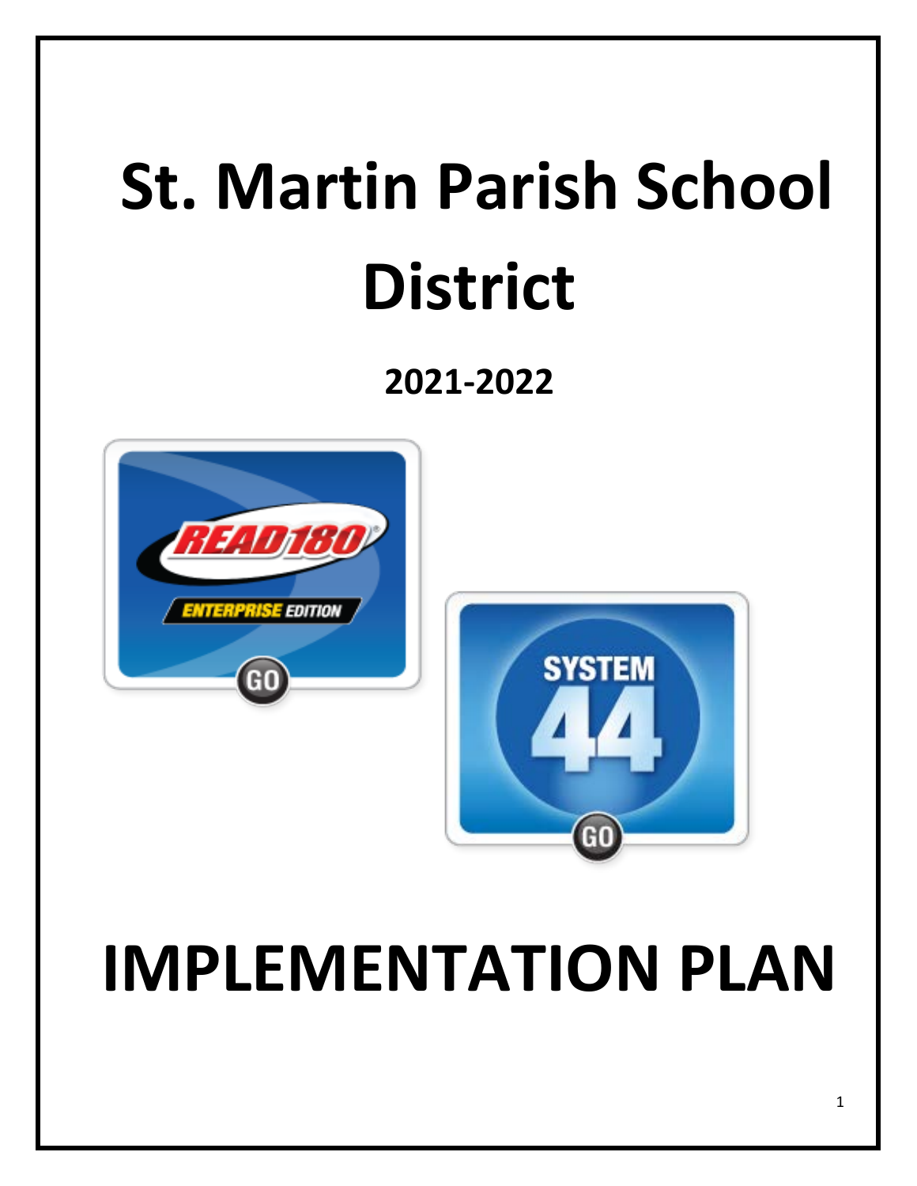# St. Martin Parish School District

## 2021-2022

# IMPLEMENTATION PLAN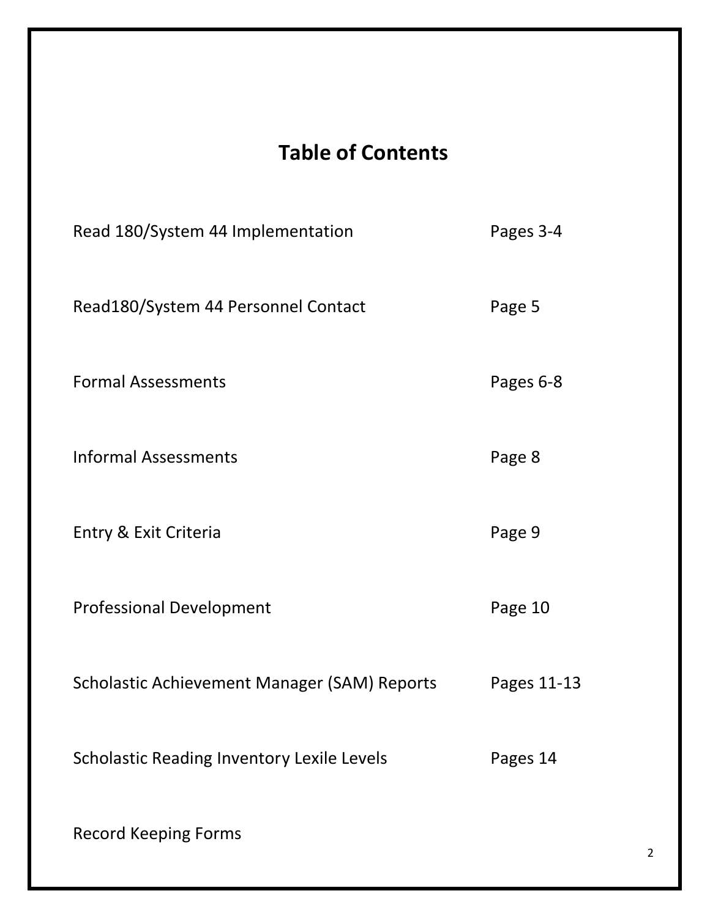# Table of Contents

| | |
|---|---|
| Read 180/System 44 Implementation | Pages 3-4 |
| Read180/System 44 Personnel Contact | Page 5 |
| Formal Assessments | Pages 6-8 |
| Informal Assessments | Page 8 |
| Entry & Exit Criteria | Page 9 |
| Professional Development | Page 10 |
| Scholastic Achievement Manager (SAM) Reports | Pages 11-13 |
| Scholastic Reading Inventory Lexile Levels | Pages 14 |
| Record Keeping Forms | |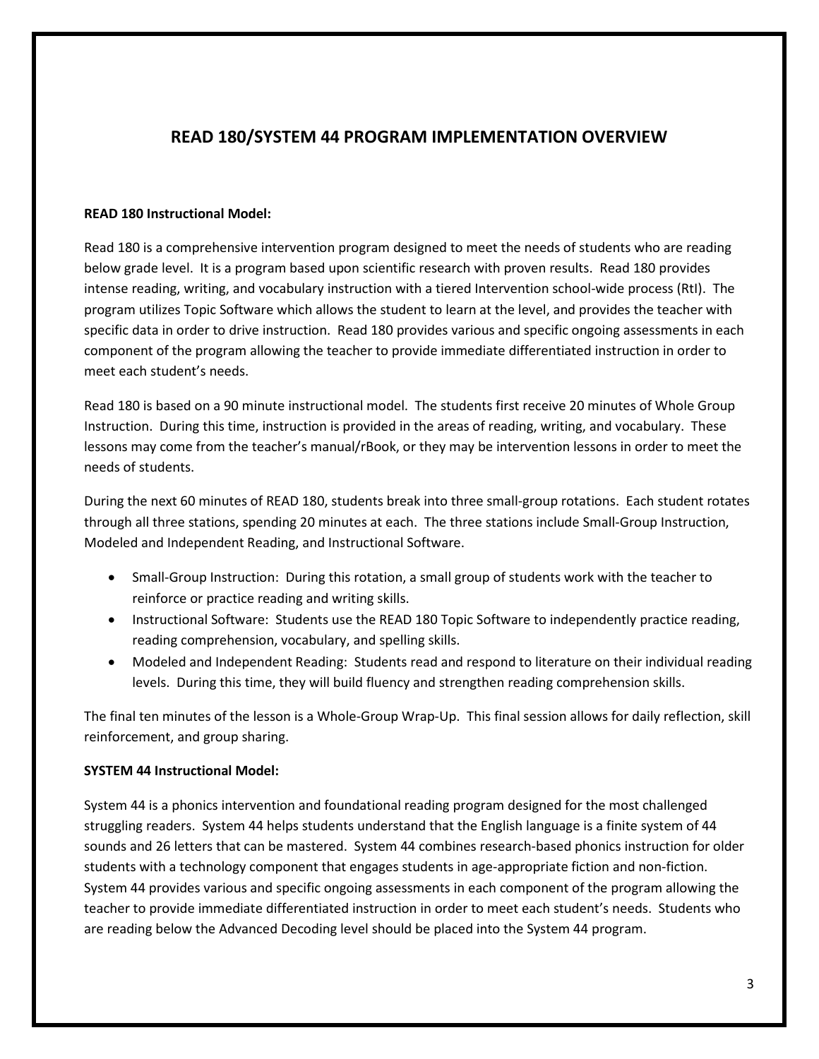# READ 180/SYSTEM 44 PROGRAM IMPLEMENTATION OVERVIEW

**READ 180 Instructional Model:**

Read 180 is a comprehensive intervention program designed to meet the needs of students who are reading below grade level. It is a program based upon scientific research with proven results. Read 180 provides intense reading, writing, and vocabulary instruction with a tiered Intervention school-wide process (RtI). The program utilizes Topic Software which allows the student to learn at the level, and provides the teacher with specific data in order to drive instruction. Read 180 provides various and specific ongoing assessments in each component of the program allowing the teacher to provide immediate differentiated instruction in order to meet each student's needs.

Read 180 is based on a 90 minute instructional model. The students first receive 20 minutes of Whole Group Instruction. During this time, instruction is provided in the areas of reading, writing, and vocabulary. These lessons may come from the teacher's manual/rBook, or they may be intervention lessons in order to meet the needs of students.

During the next 60 minutes of READ 180, students break into three small-group rotations. Each student rotates through all three stations, spending 20 minutes at each. The three stations include Small-Group Instruction, Modeled and Independent Reading, and Instructional Software.

- Small-Group Instruction: During this rotation, a small group of students work with the teacher to reinforce or practice reading and writing skills.
- Instructional Software: Students use the READ 180 Topic Software to independently practice reading, reading comprehension, vocabulary, and spelling skills.
- Modeled and Independent Reading: Students read and respond to literature on their individual reading levels. During this time, they will build fluency and strengthen reading comprehension skills.

The final ten minutes of the lesson is a Whole-Group Wrap-Up. This final session allows for daily reflection, skill reinforcement, and group sharing.

**SYSTEM 44 Instructional Model:**

System 44 is a phonics intervention and foundational reading program designed for the most challenged struggling readers. System 44 helps students understand that the English language is a finite system of 44 sounds and 26 letters that can be mastered. System 44 combines research-based phonics instruction for older students with a technology component that engages students in age-appropriate fiction and non-fiction. System 44 provides various and specific ongoing assessments in each component of the program allowing the teacher to provide immediate differentiated instruction in order to meet each student's needs. Students who are reading below the Advanced Decoding level should be placed into the System 44 program.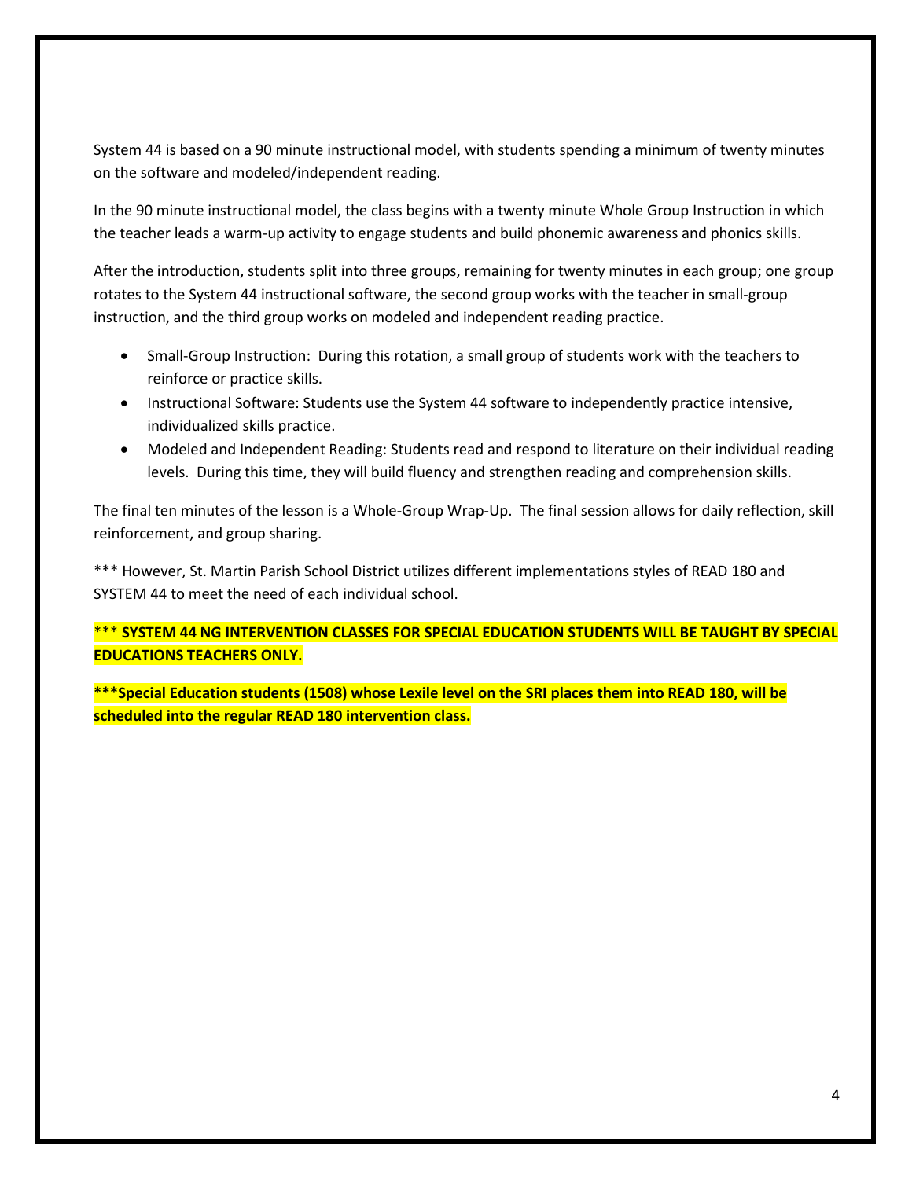System 44 is based on a 90 minute instructional model, with students spending a minimum of twenty minutes on the software and modeled/independent reading.

In the 90 minute instructional model, the class begins with a twenty minute Whole Group Instruction in which the teacher leads a warm-up activity to engage students and build phonemic awareness and phonics skills.

After the introduction, students split into three groups, remaining for twenty minutes in each group; one group rotates to the System 44 instructional software, the second group works with the teacher in small-group instruction, and the third group works on modeled and independent reading practice.

- Small-Group Instruction: During this rotation, a small group of students work with the teachers to reinforce or practice skills.
- Instructional Software: Students use the System 44 software to independently practice intensive, individualized skills practice.
- Modeled and Independent Reading: Students read and respond to literature on their individual reading levels. During this time, they will build fluency and strengthen reading and comprehension skills.

The final ten minutes of the lesson is a Whole-Group Wrap-Up. The final session allows for daily reflection, skill reinforcement, and group sharing.

*** However, St. Martin Parish School District utilizes different implementations styles of READ 180 and SYSTEM 44 to meet the need of each individual school.

*** **SYSTEM 44 NG INTERVENTION CLASSES FOR SPECIAL EDUCATION STUDENTS WILL BE TAUGHT BY SPECIAL EDUCATIONS TEACHERS ONLY.**

**\*\*\*Special Education students (1508) whose Lexile level on the SRI places them into READ 180, will be scheduled into the regular READ 180 intervention class.**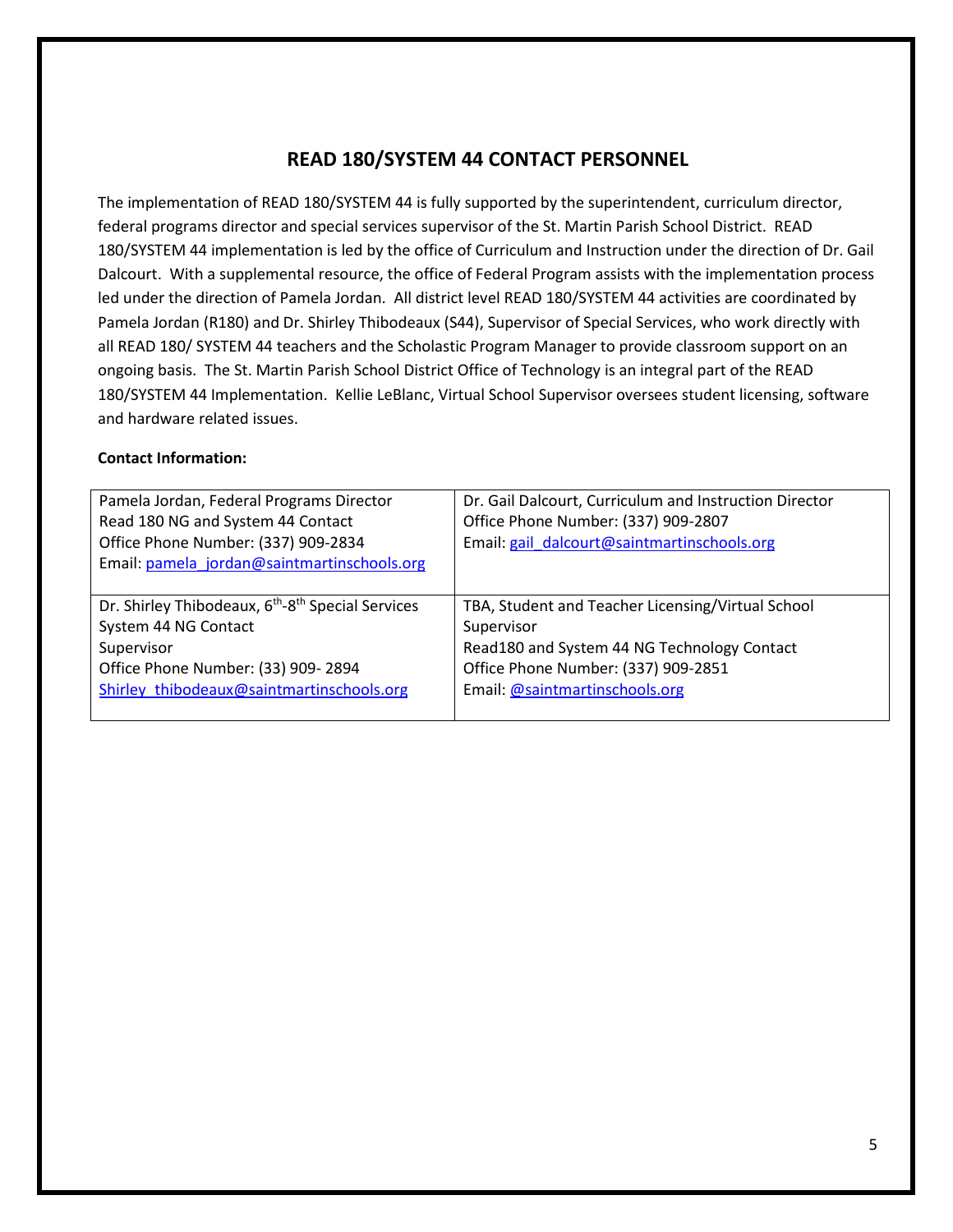# READ 180/SYSTEM 44 CONTACT PERSONNEL

The implementation of READ 180/SYSTEM 44 is fully supported by the superintendent, curriculum director, federal programs director and special services supervisor of the St. Martin Parish School District. READ 180/SYSTEM 44 implementation is led by the office of Curriculum and Instruction under the direction of Dr. Gail Dalcourt. With a supplemental resource, the office of Federal Program assists with the implementation process led under the direction of Pamela Jordan. All district level READ 180/SYSTEM 44 activities are coordinated by Pamela Jordan (R180) and Dr. Shirley Thibodeaux (S44), Supervisor of Special Services, who work directly with all READ 180/ SYSTEM 44 teachers and the Scholastic Program Manager to provide classroom support on an ongoing basis. The St. Martin Parish School District Office of Technology is an integral part of the READ 180/SYSTEM 44 Implementation. Kellie LeBlanc, Virtual School Supervisor oversees student licensing, software and hardware related issues.

**Contact Information:**

| | |
|---|---|
| Pamela Jordan, Federal Programs Director<br>Read 180 NG and System 44 Contact<br>Office Phone Number: (337) 909-2834<br>Email: pamela_jordan@saintmartinschools.org | Dr. Gail Dalcourt, Curriculum and Instruction Director<br>Office Phone Number: (337) 909-2807<br>Email: gail_dalcourt@saintmartinschools.org |
| Dr. Shirley Thibodeaux, 6th-8th Special Services System 44 NG Contact<br>Supervisor<br>Office Phone Number: (33) 909- 2894<br>Shirley_thibodeaux@saintmartinschools.org | TBA, Student and Teacher Licensing/Virtual School Supervisor<br>Read180 and System 44 NG Technology Contact<br>Office Phone Number: (337) 909-2851<br>Email: @saintmartinschools.org |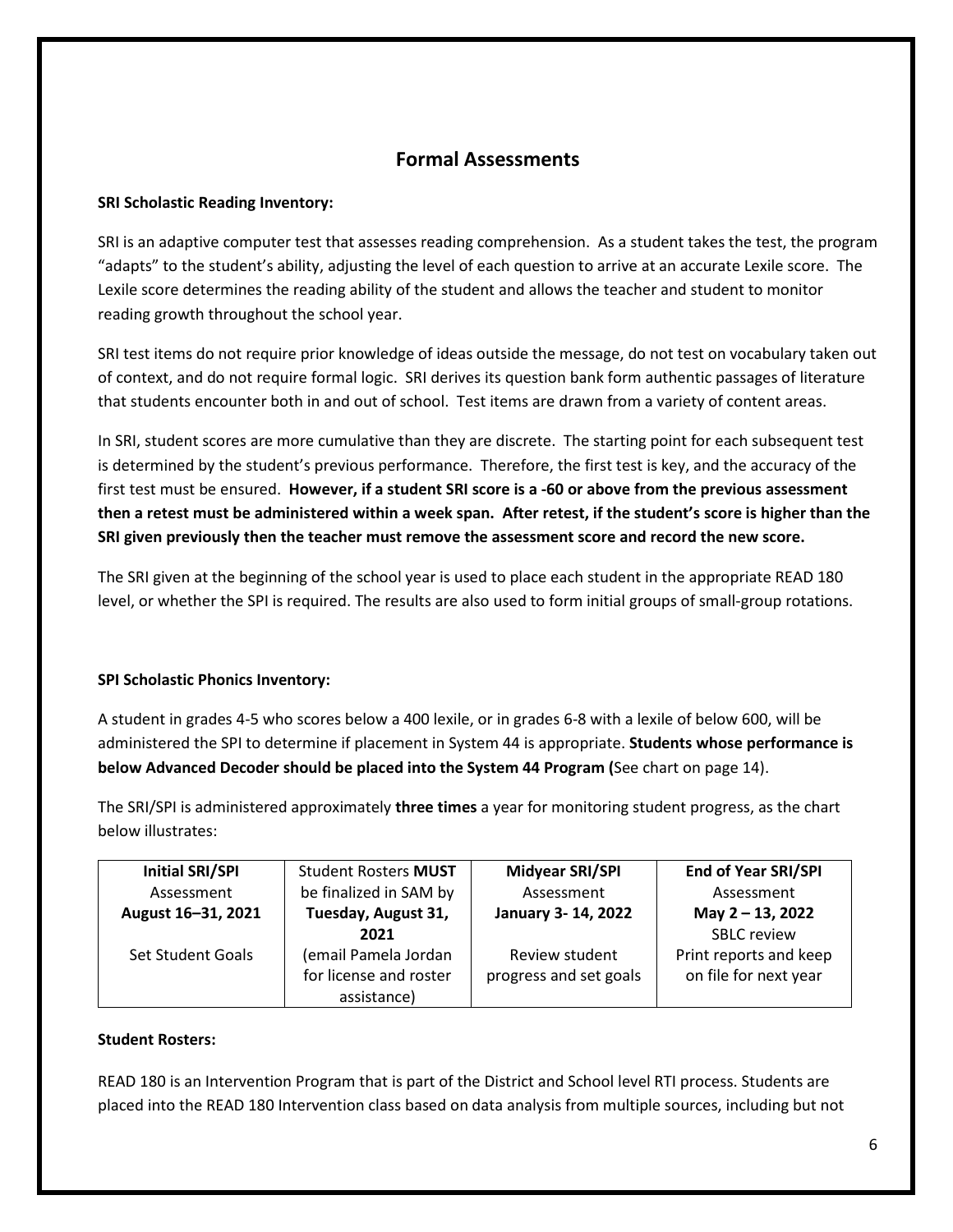## Formal Assessments

**SRI Scholastic Reading Inventory:**

SRI is an adaptive computer test that assesses reading comprehension. As a student takes the test, the program "adapts" to the student's ability, adjusting the level of each question to arrive at an accurate Lexile score. The Lexile score determines the reading ability of the student and allows the teacher and student to monitor reading growth throughout the school year.

SRI test items do not require prior knowledge of ideas outside the message, do not test on vocabulary taken out of context, and do not require formal logic. SRI derives its question bank form authentic passages of literature that students encounter both in and out of school. Test items are drawn from a variety of content areas.

In SRI, student scores are more cumulative than they are discrete. The starting point for each subsequent test is determined by the student's previous performance. Therefore, the first test is key, and the accuracy of the first test must be ensured. **However, if a student SRI score is a -60 or above from the previous assessment then a retest must be administered within a week span. After retest, if the student's score is higher than the SRI given previously then the teacher must remove the assessment score and record the new score.**

The SRI given at the beginning of the school year is used to place each student in the appropriate READ 180 level, or whether the SPI is required. The results are also used to form initial groups of small-group rotations.

**SPI Scholastic Phonics Inventory:**

A student in grades 4-5 who scores below a 400 lexile, or in grades 6-8 with a lexile of below 600, will be administered the SPI to determine if placement in System 44 is appropriate. **Students whose performance is below Advanced Decoder should be placed into the System 44 Program (**See chart on page 14).

The SRI/SPI is administered approximately **three times** a year for monitoring student progress, as the chart below illustrates:

| **Initial SRI/SPI** Assessment **August 16–31, 2021** Set Student Goals | Student Rosters **MUST** be finalized in SAM by **Tuesday, August 31, 2021** (email Pamela Jordan for license and roster assistance) | **Midyear SRI/SPI** Assessment **January 3- 14, 2022** Review student progress and set goals | **End of Year SRI/SPI** Assessment **May 2 – 13, 2022** SBLC review Print reports and keep on file for next year |
|---|---|---|---|

**Student Rosters:**

READ 180 is an Intervention Program that is part of the District and School level RTI process. Students are placed into the READ 180 Intervention class based on data analysis from multiple sources, including but not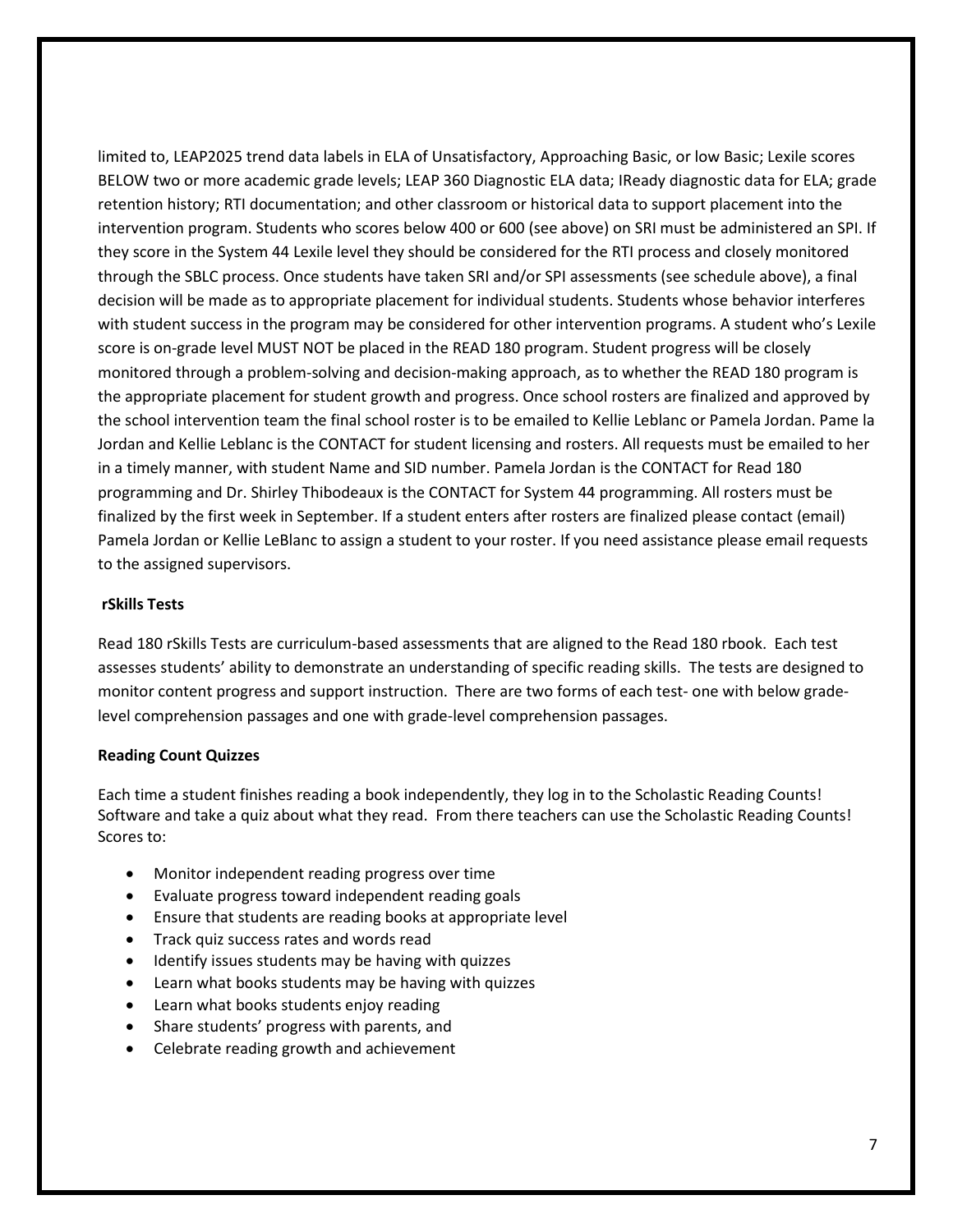limited to, LEAP2025 trend data labels in ELA of Unsatisfactory, Approaching Basic, or low Basic; Lexile scores BELOW two or more academic grade levels; LEAP 360 Diagnostic ELA data; IReady diagnostic data for ELA; grade retention history; RTI documentation; and other classroom or historical data to support placement into the intervention program. Students who scores below 400 or 600 (see above) on SRI must be administered an SPI. If they score in the System 44 Lexile level they should be considered for the RTI process and closely monitored through the SBLC process. Once students have taken SRI and/or SPI assessments (see schedule above), a final decision will be made as to appropriate placement for individual students. Students whose behavior interferes with student success in the program may be considered for other intervention programs. A student who's Lexile score is on-grade level MUST NOT be placed in the READ 180 program. Student progress will be closely monitored through a problem-solving and decision-making approach, as to whether the READ 180 program is the appropriate placement for student growth and progress. Once school rosters are finalized and approved by the school intervention team the final school roster is to be emailed to Kellie Leblanc or Pamela Jordan. Pame la Jordan and Kellie Leblanc is the CONTACT for student licensing and rosters. All requests must be emailed to her in a timely manner, with student Name and SID number. Pamela Jordan is the CONTACT for Read 180 programming and Dr. Shirley Thibodeaux is the CONTACT for System 44 programming. All rosters must be finalized by the first week in September. If a student enters after rosters are finalized please contact (email) Pamela Jordan or Kellie LeBlanc to assign a student to your roster. If you need assistance please email requests to the assigned supervisors.

**rSkills Tests**

Read 180 rSkills Tests are curriculum-based assessments that are aligned to the Read 180 rbook. Each test assesses students' ability to demonstrate an understanding of specific reading skills. The tests are designed to monitor content progress and support instruction. There are two forms of each test- one with below grade-level comprehension passages and one with grade-level comprehension passages.

**Reading Count Quizzes**

Each time a student finishes reading a book independently, they log in to the Scholastic Reading Counts! Software and take a quiz about what they read. From there teachers can use the Scholastic Reading Counts! Scores to:

- Monitor independent reading progress over time
- Evaluate progress toward independent reading goals
- Ensure that students are reading books at appropriate level
- Track quiz success rates and words read
- Identify issues students may be having with quizzes
- Learn what books students may be having with quizzes
- Learn what books students enjoy reading
- Share students' progress with parents, and
- Celebrate reading growth and achievement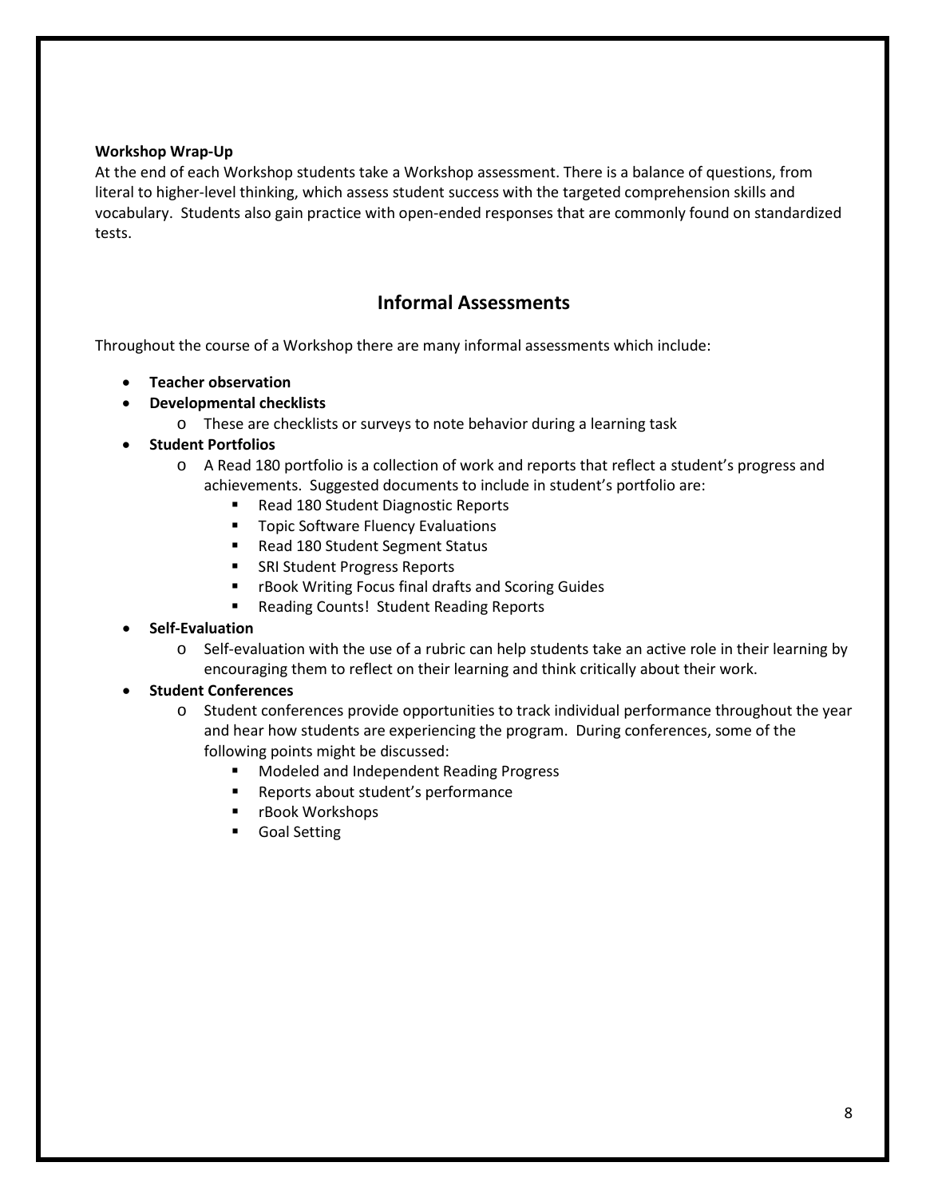**Workshop Wrap-Up**

At the end of each Workshop students take a Workshop assessment. There is a balance of questions, from literal to higher-level thinking, which assess student success with the targeted comprehension skills and vocabulary. Students also gain practice with open-ended responses that are commonly found on standardized tests.

## Informal Assessments

Throughout the course of a Workshop there are many informal assessments which include:

- **Teacher observation**
- **Developmental checklists**
  - These are checklists or surveys to note behavior during a learning task
- **Student Portfolios**
  - A Read 180 portfolio is a collection of work and reports that reflect a student's progress and achievements. Suggested documents to include in student's portfolio are:
    - Read 180 Student Diagnostic Reports
    - Topic Software Fluency Evaluations
    - Read 180 Student Segment Status
    - SRI Student Progress Reports
    - rBook Writing Focus final drafts and Scoring Guides
    - Reading Counts! Student Reading Reports
- **Self-Evaluation**
  - Self-evaluation with the use of a rubric can help students take an active role in their learning by encouraging them to reflect on their learning and think critically about their work.
- **Student Conferences**
  - Student conferences provide opportunities to track individual performance throughout the year and hear how students are experiencing the program. During conferences, some of the following points might be discussed:
    - Modeled and Independent Reading Progress
    - Reports about student's performance
    - rBook Workshops
    - Goal Setting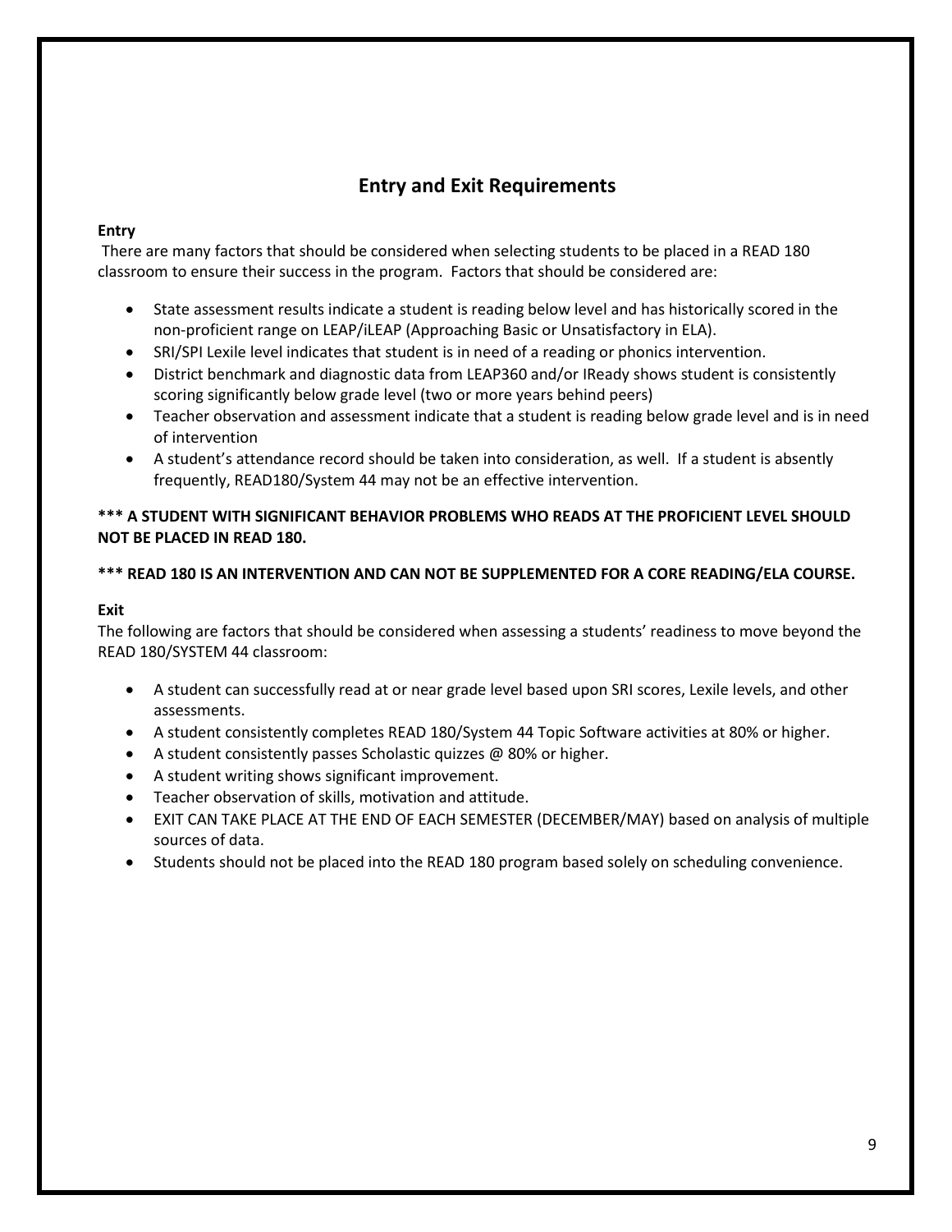# Entry and Exit Requirements

**Entry**

There are many factors that should be considered when selecting students to be placed in a READ 180 classroom to ensure their success in the program. Factors that should be considered are:

- State assessment results indicate a student is reading below level and has historically scored in the non-proficient range on LEAP/iLEAP (Approaching Basic or Unsatisfactory in ELA).
- SRI/SPI Lexile level indicates that student is in need of a reading or phonics intervention.
- District benchmark and diagnostic data from LEAP360 and/or IReady shows student is consistently scoring significantly below grade level (two or more years behind peers)
- Teacher observation and assessment indicate that a student is reading below grade level and is in need of intervention
- A student's attendance record should be taken into consideration, as well. If a student is absently frequently, READ180/System 44 may not be an effective intervention.

**\*\*\* A STUDENT WITH SIGNIFICANT BEHAVIOR PROBLEMS WHO READS AT THE PROFICIENT LEVEL SHOULD NOT BE PLACED IN READ 180.**

**\*\*\* READ 180 IS AN INTERVENTION AND CAN NOT BE SUPPLEMENTED FOR A CORE READING/ELA COURSE.**

**Exit**

The following are factors that should be considered when assessing a students' readiness to move beyond the READ 180/SYSTEM 44 classroom:

- A student can successfully read at or near grade level based upon SRI scores, Lexile levels, and other assessments.
- A student consistently completes READ 180/System 44 Topic Software activities at 80% or higher.
- A student consistently passes Scholastic quizzes @ 80% or higher.
- A student writing shows significant improvement.
- Teacher observation of skills, motivation and attitude.
- EXIT CAN TAKE PLACE AT THE END OF EACH SEMESTER (DECEMBER/MAY) based on analysis of multiple sources of data.
- Students should not be placed into the READ 180 program based solely on scheduling convenience.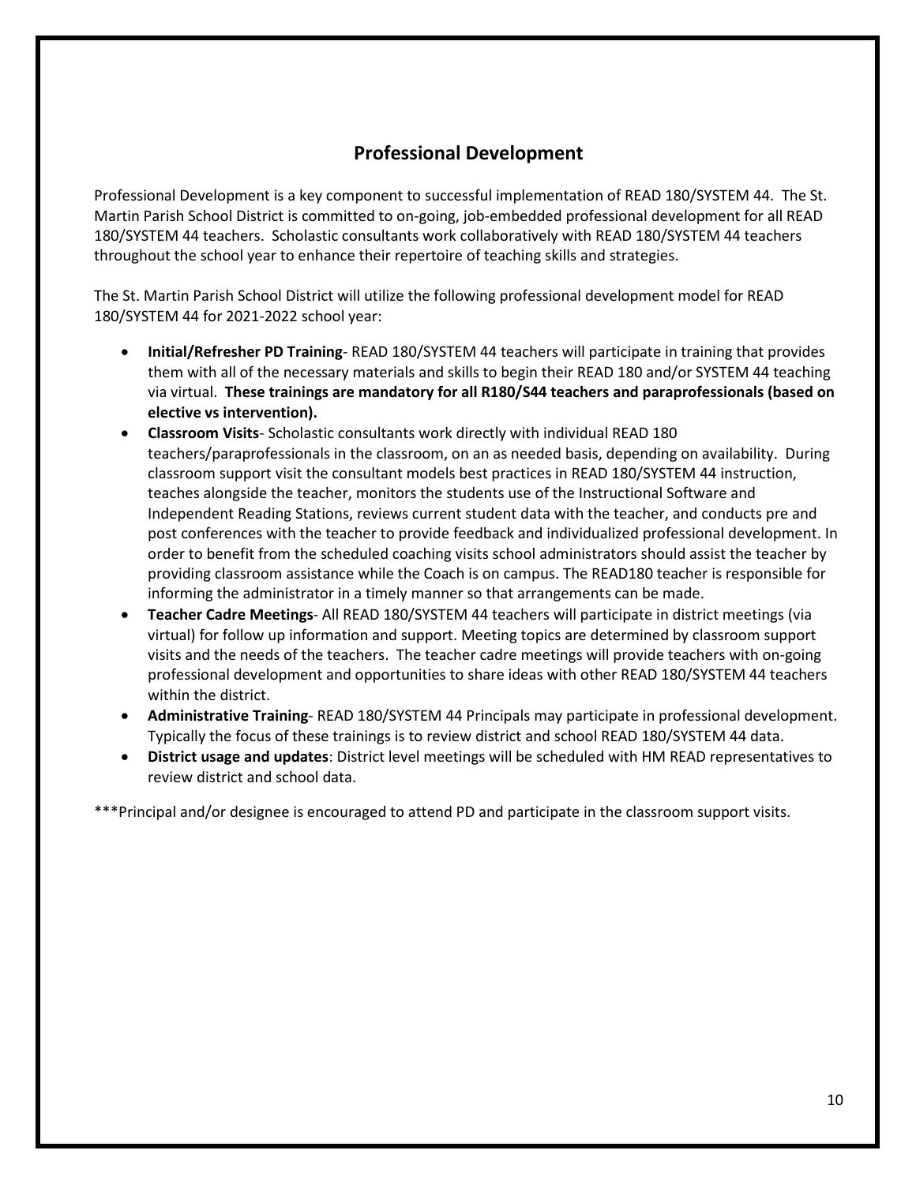## Professional Development

Professional Development is a key component to successful implementation of READ 180/SYSTEM 44. The St. Martin Parish School District is committed to on-going, job-embedded professional development for all READ 180/SYSTEM 44 teachers. Scholastic consultants work collaboratively with READ 180/SYSTEM 44 teachers throughout the school year to enhance their repertoire of teaching skills and strategies.

The St. Martin Parish School District will utilize the following professional development model for READ 180/SYSTEM 44 for 2021-2022 school year:

- **Initial/Refresher PD Training**- READ 180/SYSTEM 44 teachers will participate in training that provides them with all of the necessary materials and skills to begin their READ 180 and/or SYSTEM 44 teaching via virtual. **These trainings are mandatory for all R180/S44 teachers and paraprofessionals (based on elective vs intervention).**
- **Classroom Visits**- Scholastic consultants work directly with individual READ 180 teachers/paraprofessionals in the classroom, on an as needed basis, depending on availability. During classroom support visit the consultant models best practices in READ 180/SYSTEM 44 instruction, teaches alongside the teacher, monitors the students use of the Instructional Software and Independent Reading Stations, reviews current student data with the teacher, and conducts pre and post conferences with the teacher to provide feedback and individualized professional development. In order to benefit from the scheduled coaching visits school administrators should assist the teacher by providing classroom assistance while the Coach is on campus. The READ180 teacher is responsible for informing the administrator in a timely manner so that arrangements can be made.
- **Teacher Cadre Meetings**- All READ 180/SYSTEM 44 teachers will participate in district meetings (via virtual) for follow up information and support. Meeting topics are determined by classroom support visits and the needs of the teachers. The teacher cadre meetings will provide teachers with on-going professional development and opportunities to share ideas with other READ 180/SYSTEM 44 teachers within the district.
- **Administrative Training**- READ 180/SYSTEM 44 Principals may participate in professional development. Typically the focus of these trainings is to review district and school READ 180/SYSTEM 44 data.
- **District usage and updates**: District level meetings will be scheduled with HM READ representatives to review district and school data.

***Principal and/or designee is encouraged to attend PD and participate in the classroom support visits.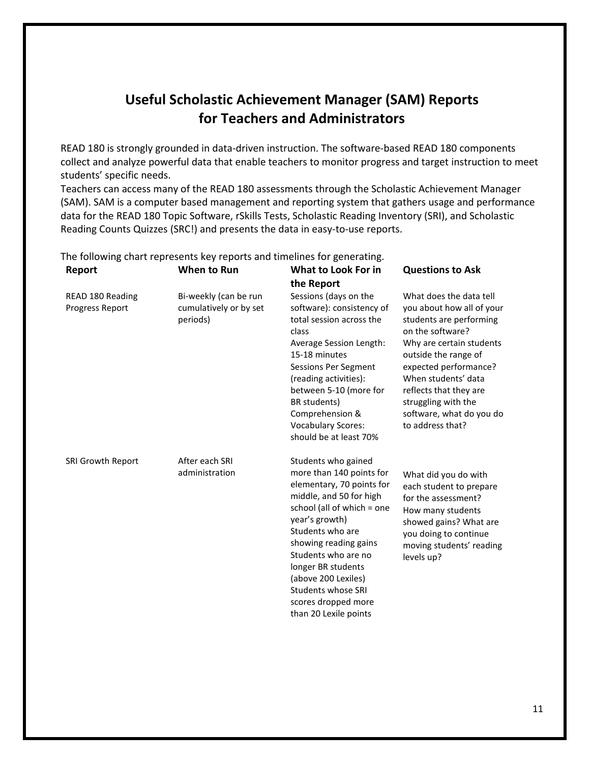# Useful Scholastic Achievement Manager (SAM) Reports for Teachers and Administrators

READ 180 is strongly grounded in data-driven instruction. The software-based READ 180 components collect and analyze powerful data that enable teachers to monitor progress and target instruction to meet students' specific needs.

Teachers can access many of the READ 180 assessments through the Scholastic Achievement Manager (SAM). SAM is a computer based management and reporting system that gathers usage and performance data for the READ 180 Topic Software, rSkills Tests, Scholastic Reading Inventory (SRI), and Scholastic Reading Counts Quizzes (SRC!) and presents the data in easy-to-use reports.

The following chart represents key reports and timelines for generating.

| Report | When to Run | What to Look For in the Report | Questions to Ask |
|---|---|---|---|
| READ 180 Reading Progress Report | Bi-weekly (can be run cumulatively or by set periods) | Sessions (days on the software): consistency of total session across the class<br>Average Session Length: 15-18 minutes<br>Sessions Per Segment (reading activities): between 5-10 (more for BR students)<br>Comprehension & Vocabulary Scores: should be at least 70% | What does the data tell you about how all of your students are performing on the software?<br>Why are certain students outside the range of expected performance?<br>When students' data reflects that they are struggling with the software, what do you do to address that? |
| SRI Growth Report | After each SRI administration | Students who gained more than 140 points for elementary, 70 points for middle, and 50 for high school (all of which = one year's growth)<br>Students who are showing reading gains<br>Students who are no longer BR students (above 200 Lexiles)<br>Students whose SRI scores dropped more than 20 Lexile points | What did you do with each student to prepare for the assessment?<br>How many students showed gains? What are you doing to continue moving students' reading levels up? |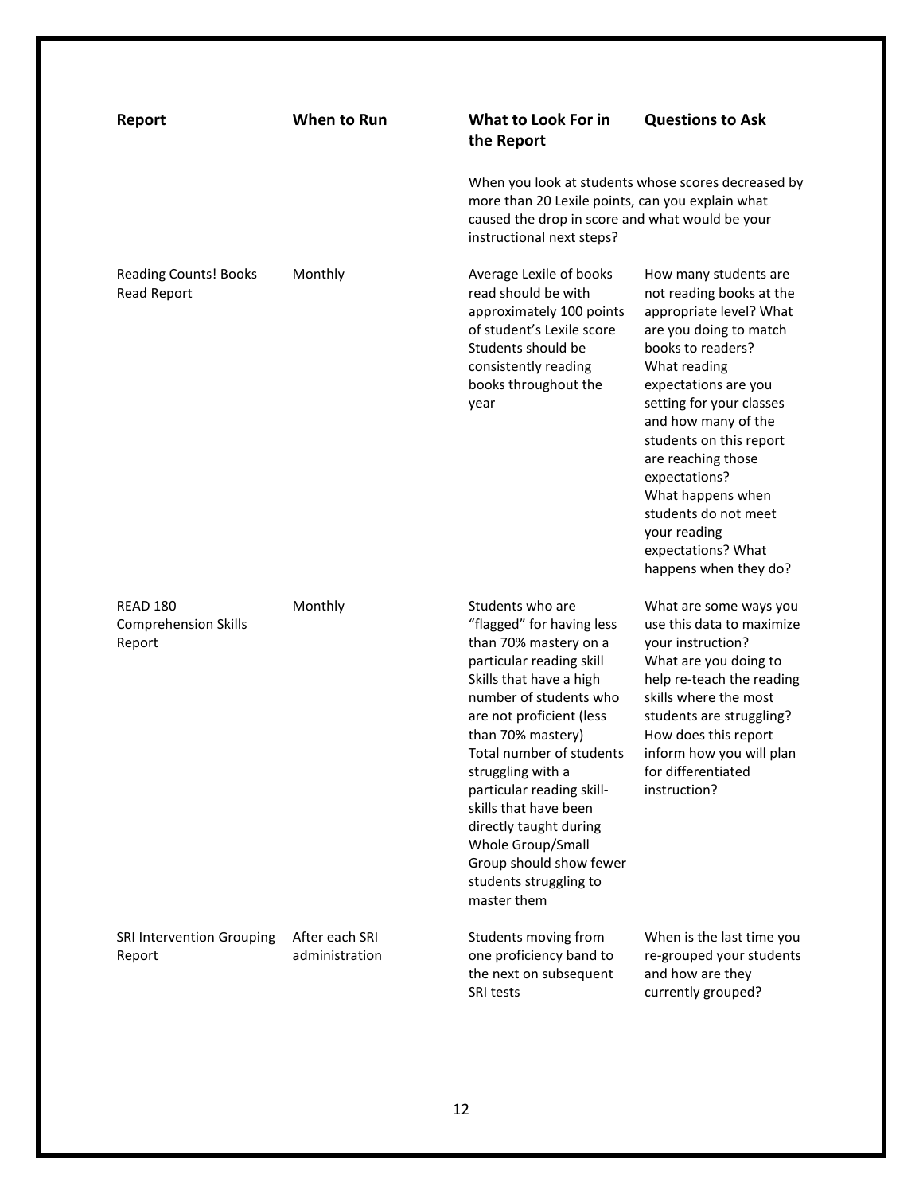| Report | When to Run | What to Look For in the Report | Questions to Ask |
|---|---|---|---|
| | | When you look at students whose scores decreased by more than 20 Lexile points, can you explain what caused the drop in score and what would be your instructional next steps? | |
| Reading Counts! Books Read Report | Monthly | Average Lexile of books read should be with approximately 100 points of student's Lexile score<br>Students should be consistently reading books throughout the year | How many students are not reading books at the appropriate level? What are you doing to match books to readers?<br>What reading expectations are you setting for your classes and how many of the students on this report are reaching those expectations?<br>What happens when students do not meet your reading expectations? What happens when they do? |
| READ 180 Comprehension Skills Report | Monthly | Students who are "flagged" for having less than 70% mastery on a particular reading skill<br>Skills that have a high number of students who are not proficient (less than 70% mastery)<br>Total number of students struggling with a particular reading skill-skills that have been directly taught during Whole Group/Small Group should show fewer students struggling to master them | What are some ways you use this data to maximize your instruction?<br>What are you doing to help re-teach the reading skills where the most students are struggling?<br>How does this report inform how you will plan for differentiated instruction? |
| SRI Intervention Grouping Report | After each SRI administration | Students moving from one proficiency band to the next on subsequent SRI tests | When is the last time you re-grouped your students and how are they currently grouped? |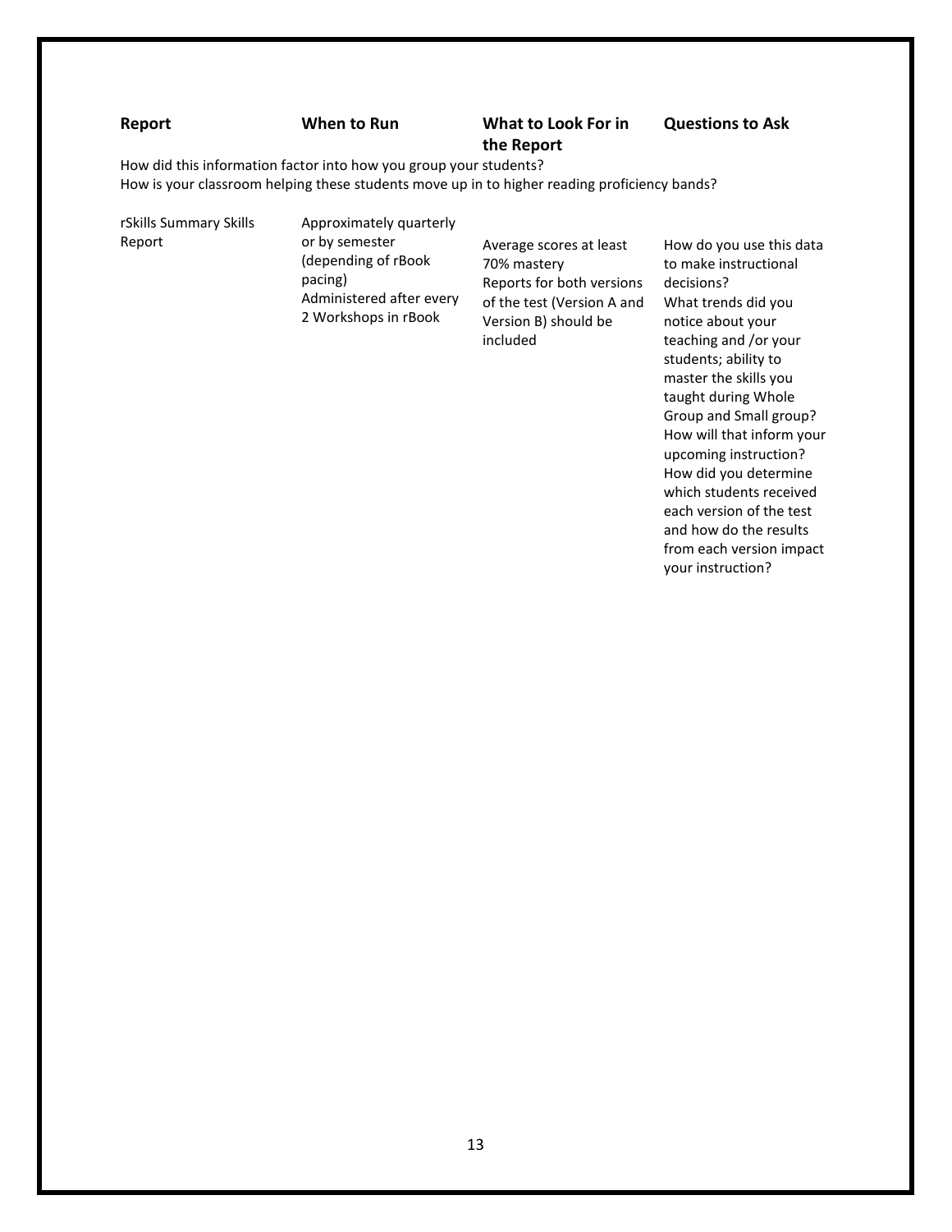| Report | When to Run | What to Look For in the Report | Questions to Ask |
|---|---|---|---|

How did this information factor into how you group your students?
How is your classroom helping these students move up in to higher reading proficiency bands?

| Report | When to Run | What to Look For in the Report | Questions to Ask |
|---|---|---|---|
| rSkills Summary Skills Report | Approximately quarterly or by semester (depending of rBook pacing)<br>Administered after every 2 Workshops in rBook | Average scores at least 70% mastery<br>Reports for both versions of the test (Version A and Version B) should be included | How do you use this data to make instructional decisions?<br>What trends did you notice about your teaching and /or your students; ability to master the skills you taught during Whole Group and Small group?<br>How will that inform your upcoming instruction?<br>How did you determine which students received each version of the test and how do the results from each version impact your instruction? |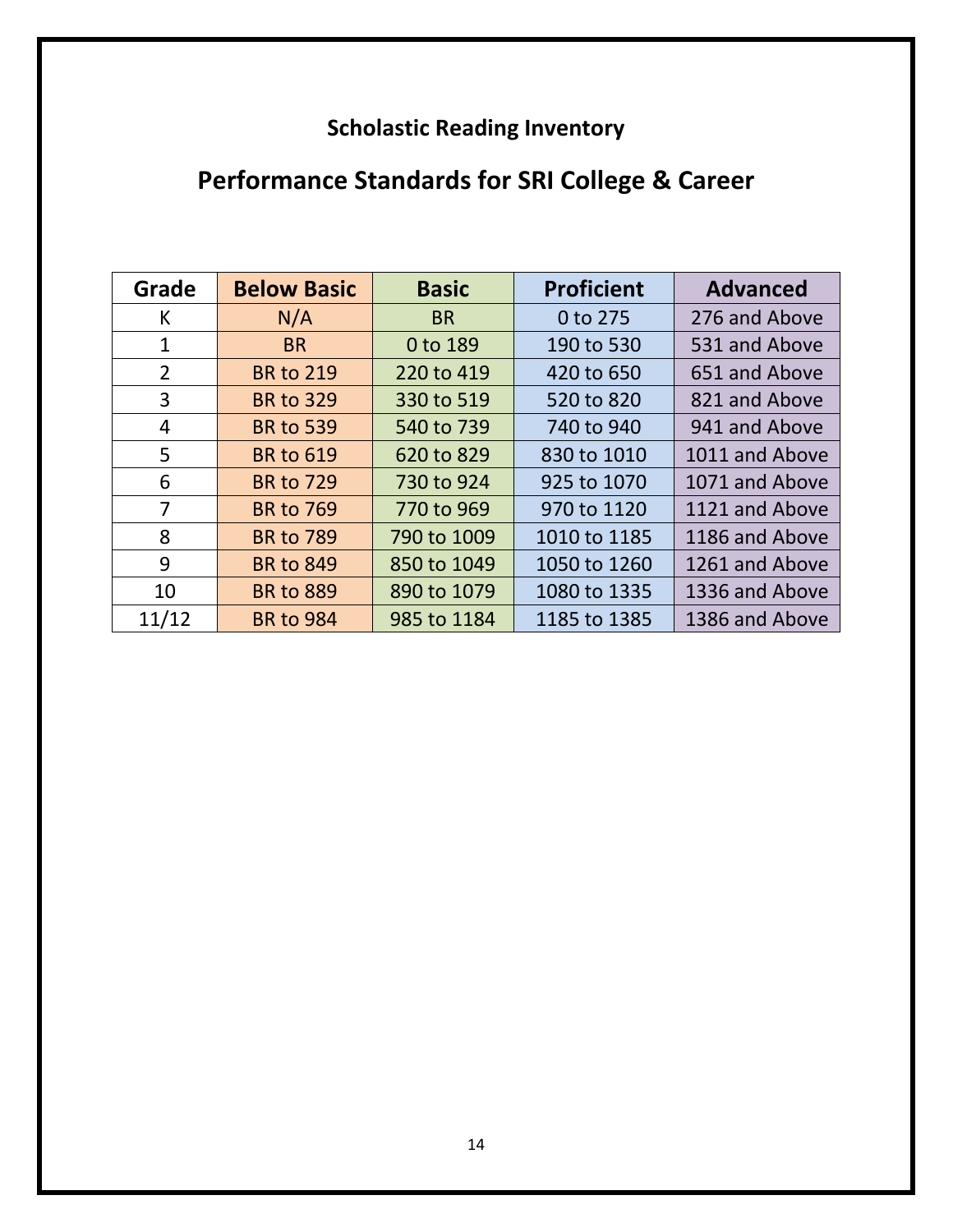### Scholastic Reading Inventory

## Performance Standards for SRI College & Career

| Grade | Below Basic | Basic | Proficient | Advanced |
|---|---|---|---|---|
| K | N/A | BR | 0 to 275 | 276 and Above |
| 1 | BR | 0 to 189 | 190 to 530 | 531 and Above |
| 2 | BR to 219 | 220 to 419 | 420 to 650 | 651 and Above |
| 3 | BR to 329 | 330 to 519 | 520 to 820 | 821 and Above |
| 4 | BR to 539 | 540 to 739 | 740 to 940 | 941 and Above |
| 5 | BR to 619 | 620 to 829 | 830 to 1010 | 1011 and Above |
| 6 | BR to 729 | 730 to 924 | 925 to 1070 | 1071 and Above |
| 7 | BR to 769 | 770 to 969 | 970 to 1120 | 1121 and Above |
| 8 | BR to 789 | 790 to 1009 | 1010 to 1185 | 1186 and Above |
| 9 | BR to 849 | 850 to 1049 | 1050 to 1260 | 1261 and Above |
| 10 | BR to 889 | 890 to 1079 | 1080 to 1335 | 1336 and Above |
| 11/12 | BR to 984 | 985 to 1184 | 1185 to 1385 | 1386 and Above |